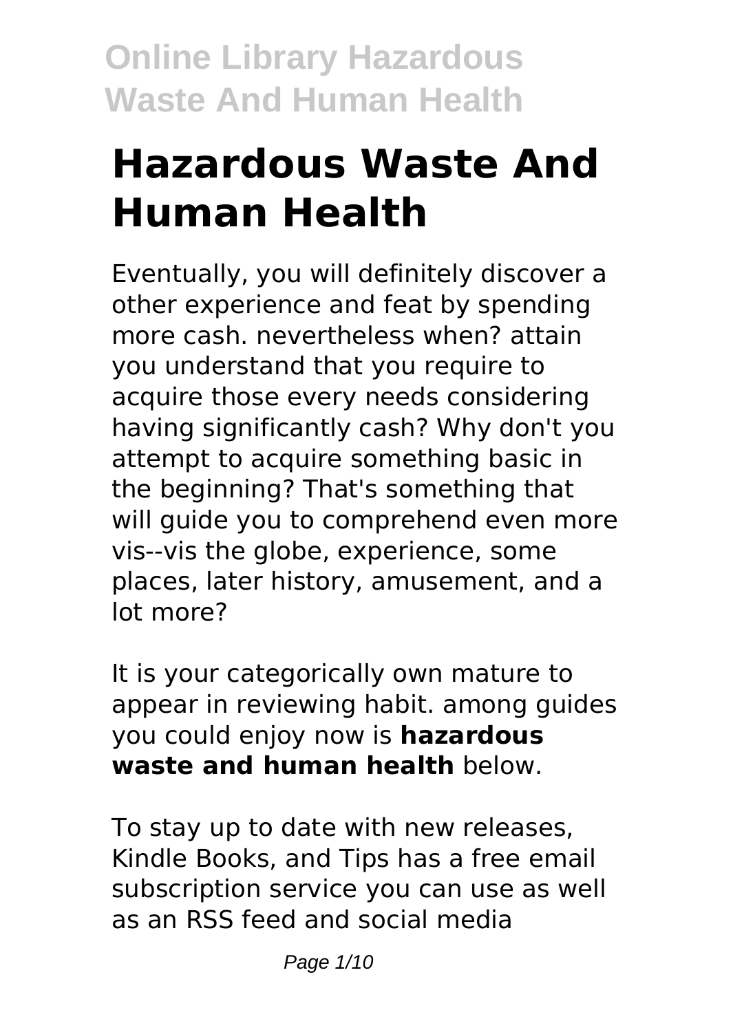# Hazardous Waste And Human Health

Eventually, you will definitely discover a other experience and feat by spending more cash. nevertheless when? attain you understand that you require to acquire those every needs considering having significantly cash? Why don't you attempt to acquire something basic in the beginning? That's something that will guide you to comprehend even more vis--vis the globe, experience, some places, later history, amusement, and a lot more?

It is your categorically own mature to appear in reviewing habit. among guides you could enjoy now is **hazardous waste and human health** below.

To stay up to date with new releases, Kindle Books, and Tips has a free email subscription service you can use as well as an RSS feed and social media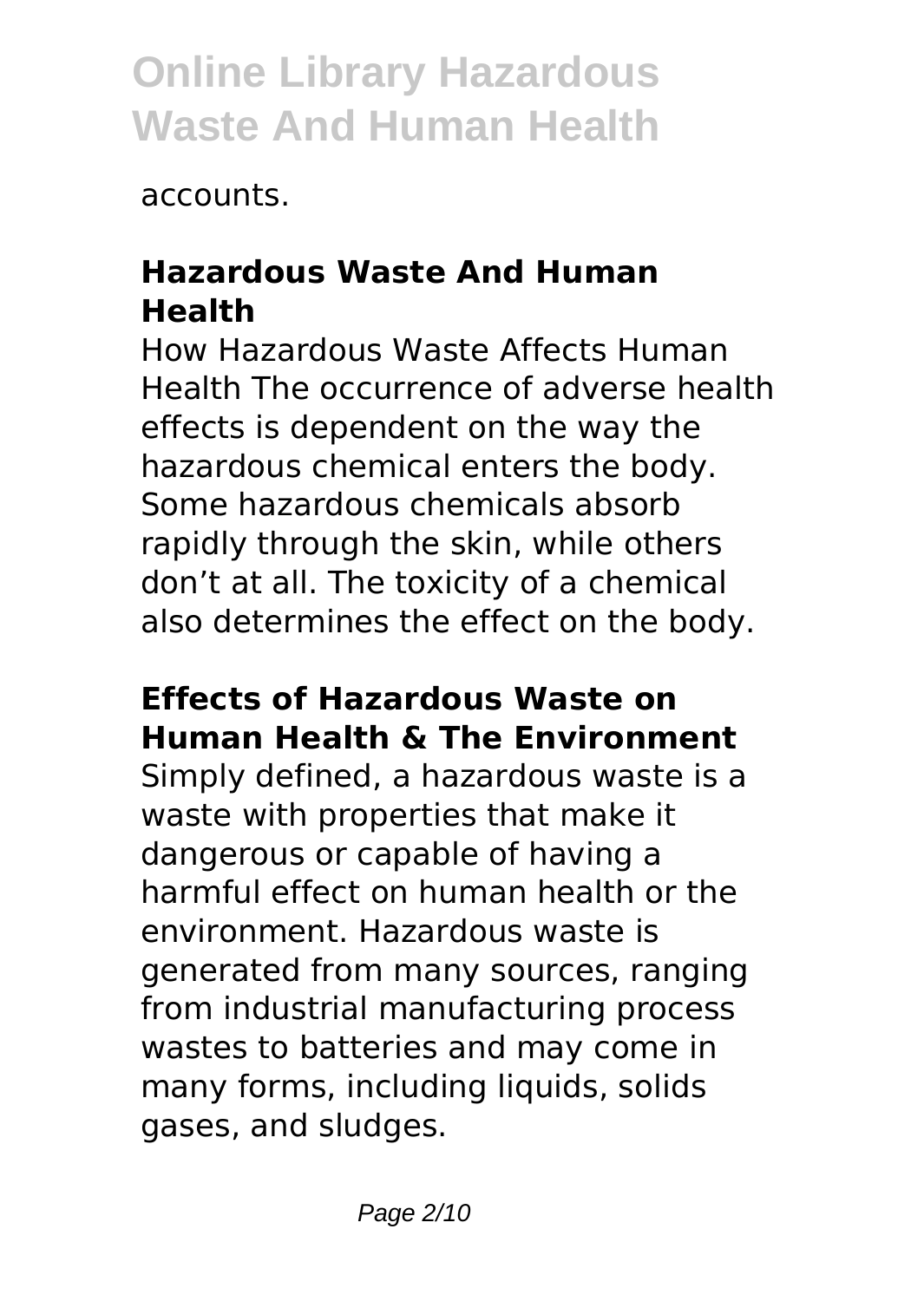accounts.

## Hazardous Waste And Human Health

How Hazardous Waste Affects Human Health The occurrence of adverse health effects is dependent on the way the hazardous chemical enters the body. Some hazardous chemicals absorb rapidly through the skin, while others don't at all. The toxicity of a chemical also determines the effect on the body.

## Effects of Hazardous Waste on Human Health & The Environment

Simply defined, a hazardous waste is a waste with properties that make it dangerous or capable of having a harmful effect on human health or the environment. Hazardous waste is generated from many sources, ranging from industrial manufacturing process wastes to batteries and may come in many forms, including liquids, solids gases, and sludges.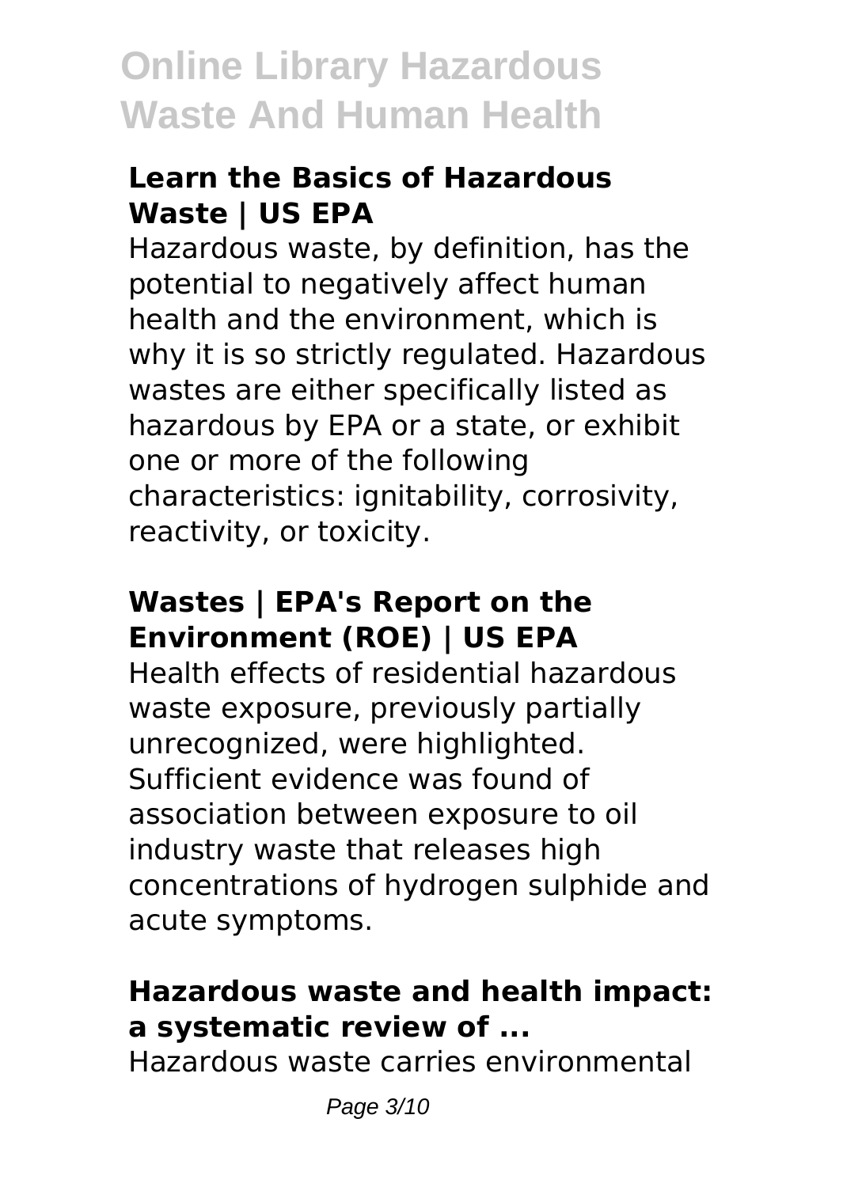### Learn the Basics of Hazardous Waste | US EPA

Hazardous waste, by definition, has the potential to negatively affect human health and the environment, which is why it is so strictly regulated. Hazardous wastes are either specifically listed as hazardous by EPA or a state, or exhibit one or more of the following characteristics: ignitability, corrosivity, reactivity, or toxicity.

### Wastes | EPA's Report on the Environment (ROE) | US EPA

Health effects of residential hazardous waste exposure, previously partially unrecognized, were highlighted. Sufficient evidence was found of association between exposure to oil industry waste that releases high concentrations of hydrogen sulphide and acute symptoms.

### Hazardous waste and health impact: a systematic review of ...

Hazardous waste carries environmental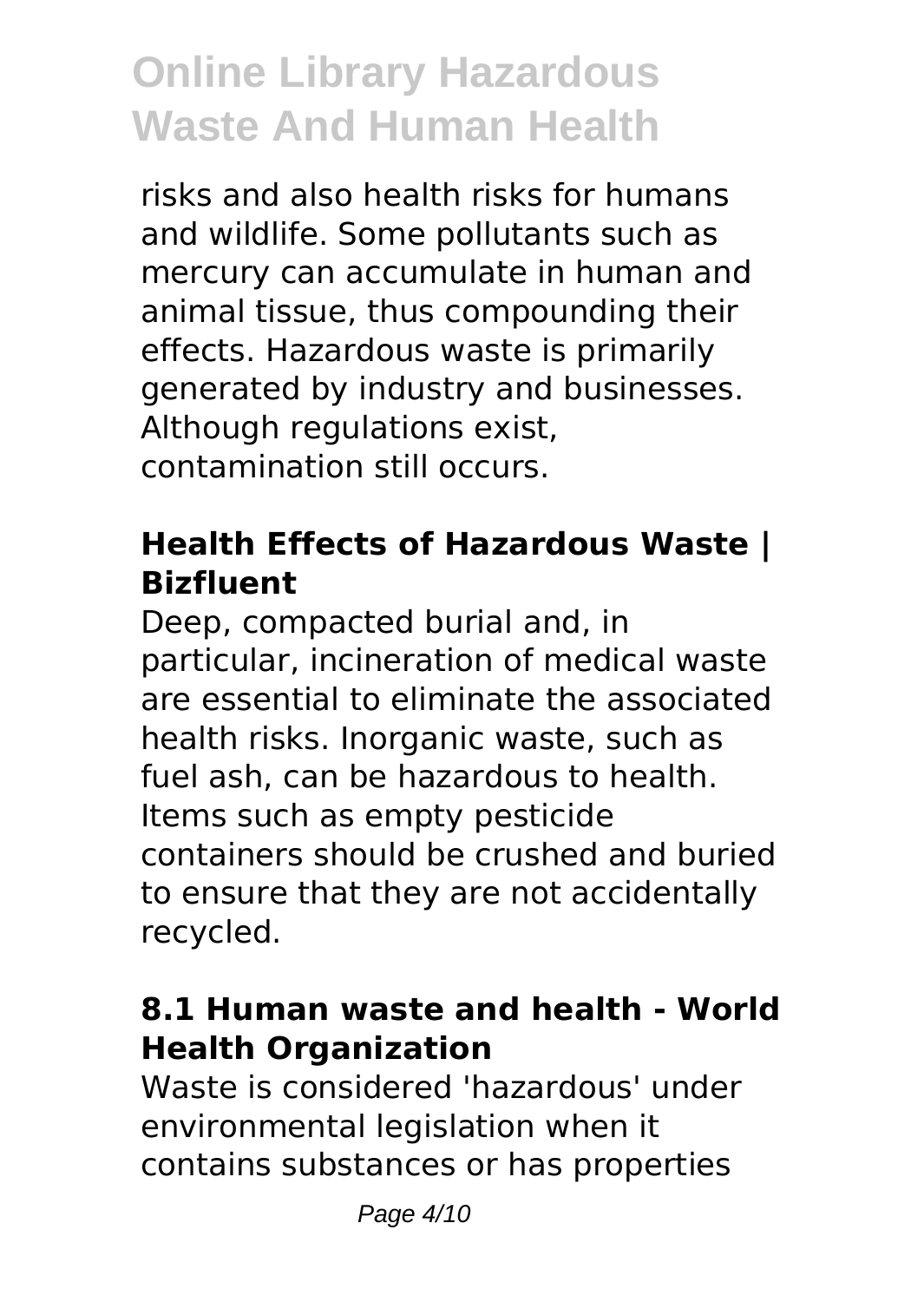risks and also health risks for humans and wildlife. Some pollutants such as mercury can accumulate in human and animal tissue, thus compounding their effects. Hazardous waste is primarily generated by industry and businesses. Although regulations exist, contamination still occurs.

### Health Effects of Hazardous Waste | Bizfluent

Deep, compacted burial and, in particular, incineration of medical waste are essential to eliminate the associated health risks. Inorganic waste, such as fuel ash, can be hazardous to health. Items such as empty pesticide containers should be crushed and buried to ensure that they are not accidentally recycled.

### 8.1 Human waste and health - World Health Organization

Waste is considered 'hazardous' under environmental legislation when it contains substances or has properties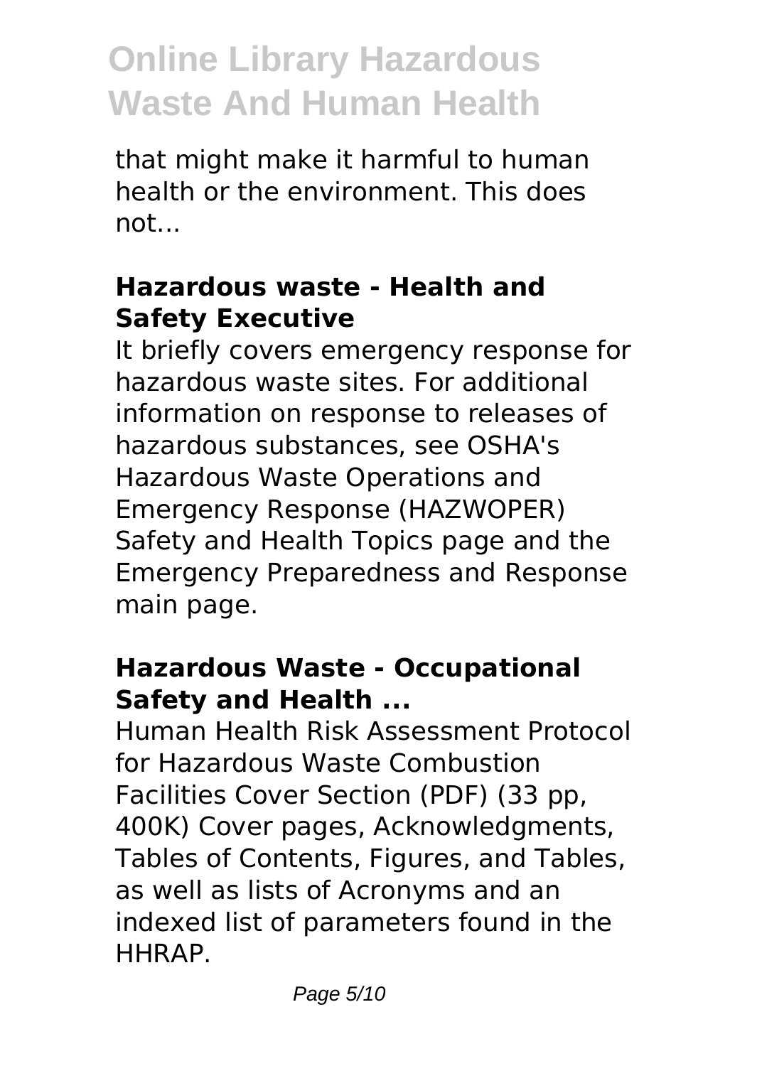that might make it harmful to human health or the environment. This does not...

### **Hazardous waste - Health and Safety Executive**

It briefly covers emergency response for hazardous waste sites. For additional information on response to releases of hazardous substances, see OSHA's Hazardous Waste Operations and Emergency Response (HAZWOPER) Safety and Health Topics page and the Emergency Preparedness and Response main page.

### **Hazardous Waste - Occupational Safety and Health ...**

Human Health Risk Assessment Protocol for Hazardous Waste Combustion Facilities Cover Section (PDF) (33 pp, 400K) Cover pages, Acknowledgments, Tables of Contents, Figures, and Tables, as well as lists of Acronyms and an indexed list of parameters found in the HHRAP.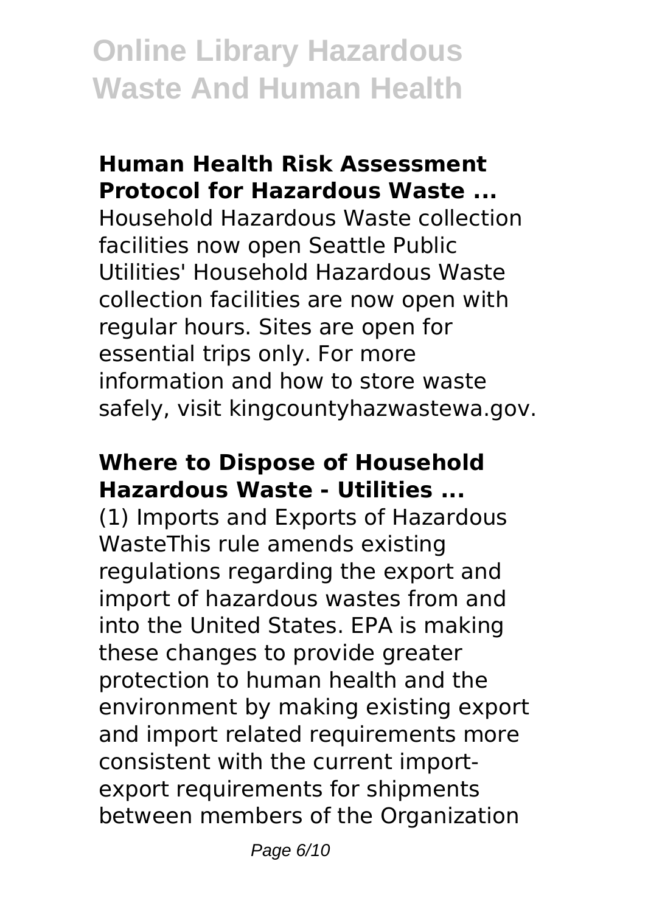### Human Health Risk Assessment Protocol for Hazardous Waste ...

Household Hazardous Waste collection facilities now open Seattle Public Utilities' Household Hazardous Waste collection facilities are now open with regular hours. Sites are open for essential trips only. For more information and how to store waste safely, visit kingcountyhazwastewa.gov.

### Where to Dispose of Household Hazardous Waste - Utilities ...

(1) Imports and Exports of Hazardous WasteThis rule amends existing regulations regarding the export and import of hazardous wastes from and into the United States. EPA is making these changes to provide greater protection to human health and the environment by making existing export and import related requirements more consistent with the current import-export requirements for shipments between members of the Organization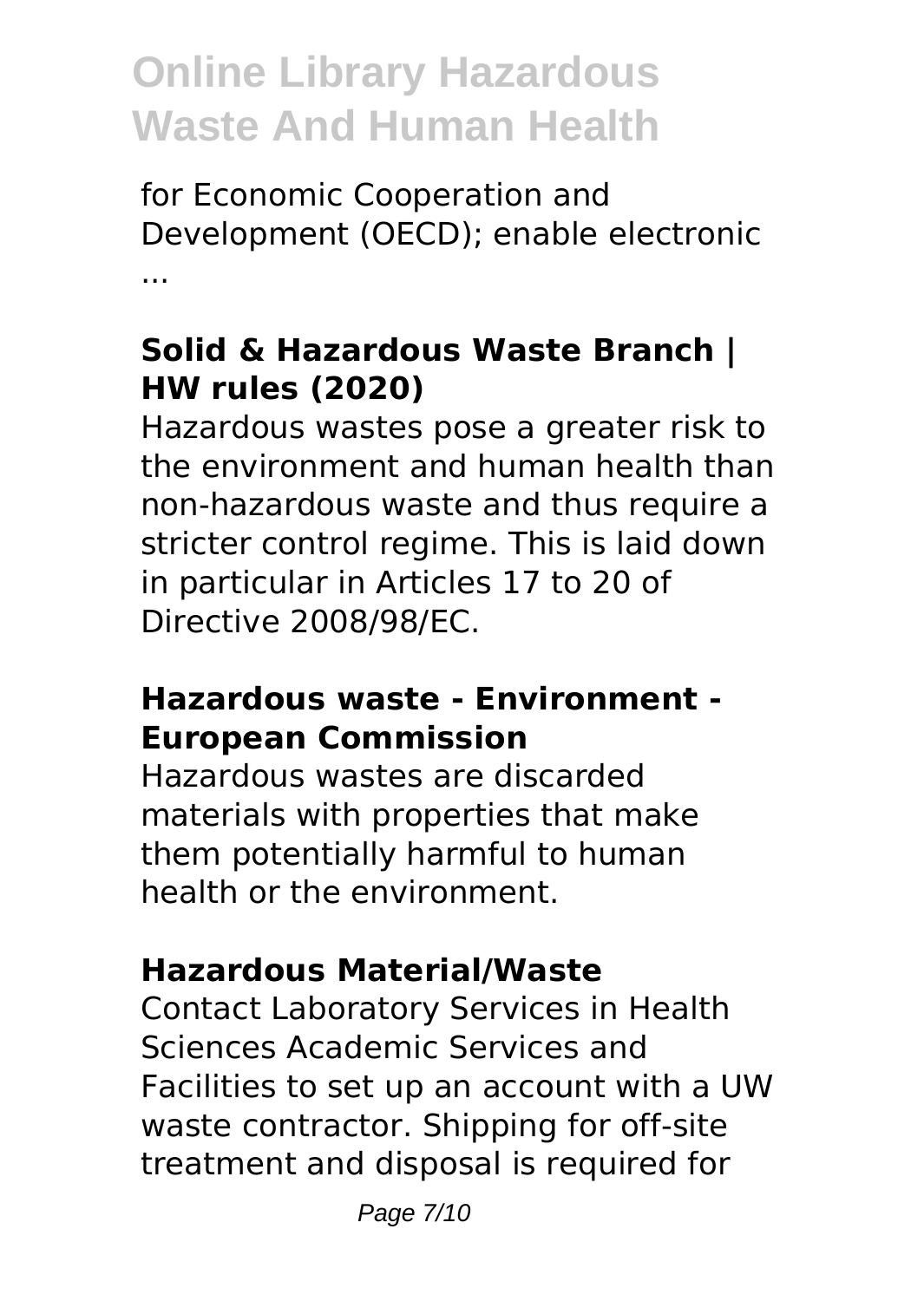for Economic Cooperation and Development (OECD); enable electronic ...

### Solid & Hazardous Waste Branch | HW rules (2020)

Hazardous wastes pose a greater risk to the environment and human health than non-hazardous waste and thus require a stricter control regime. This is laid down in particular in Articles 17 to 20 of Directive 2008/98/EC.

### Hazardous waste - Environment - European Commission

Hazardous wastes are discarded materials with properties that make them potentially harmful to human health or the environment.

### Hazardous Material/Waste

Contact Laboratory Services in Health Sciences Academic Services and Facilities to set up an account with a UW waste contractor. Shipping for off-site treatment and disposal is required for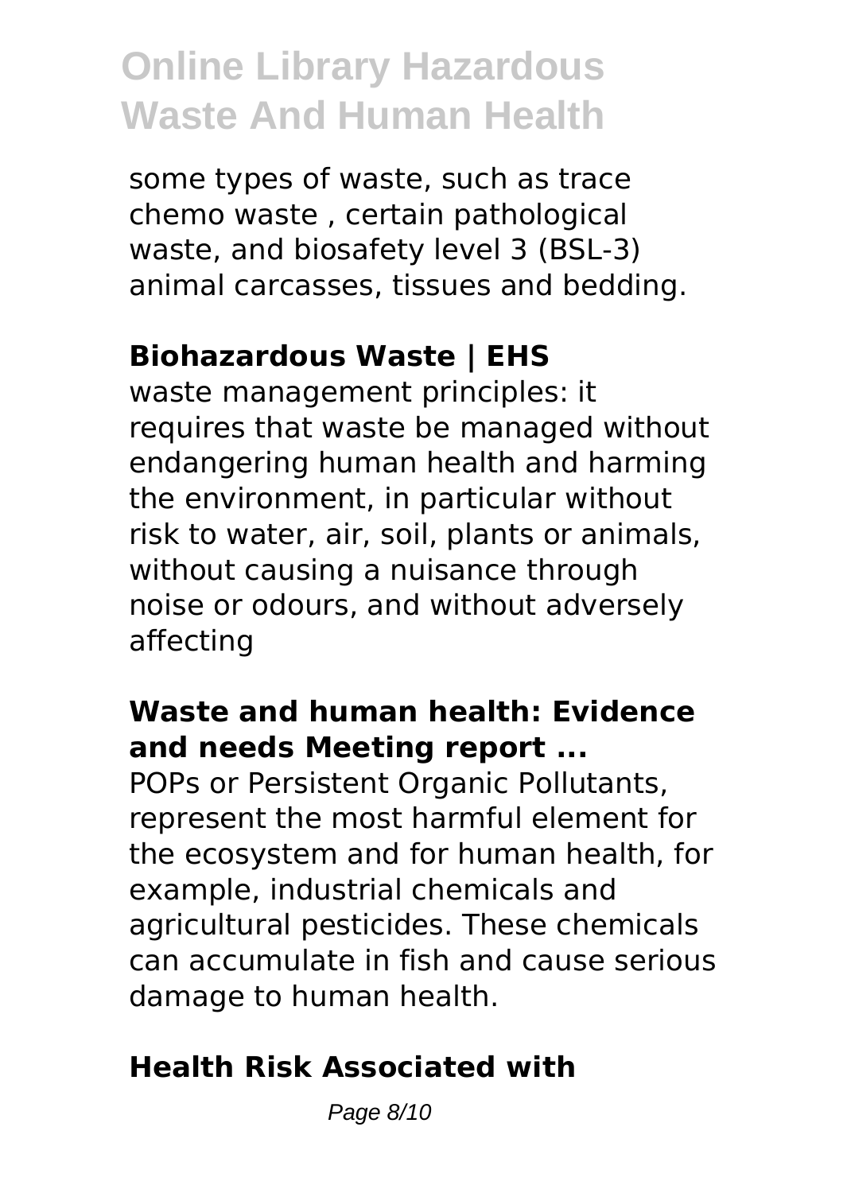some types of waste, such as trace chemo waste , certain pathological waste, and biosafety level 3 (BSL-3) animal carcasses, tissues and bedding.

## Biohazardous Waste | EHS

waste management principles: it requires that waste be managed without endangering human health and harming the environment, in particular without risk to water, air, soil, plants or animals, without causing a nuisance through noise or odours, and without adversely affecting

## Waste and human health: Evidence and needs Meeting report ...

POPs or Persistent Organic Pollutants, represent the most harmful element for the ecosystem and for human health, for example, industrial chemicals and agricultural pesticides. These chemicals can accumulate in fish and cause serious damage to human health.

## Health Risk Associated with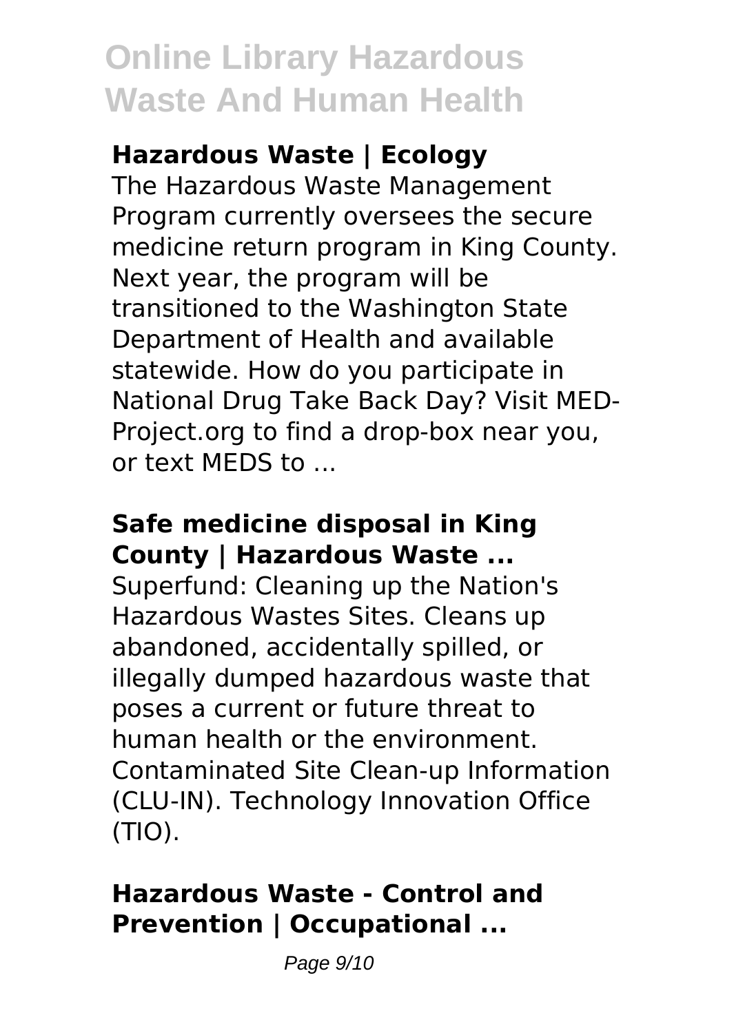### Hazardous Waste | Ecology

The Hazardous Waste Management Program currently oversees the secure medicine return program in King County. Next year, the program will be transitioned to the Washington State Department of Health and available statewide. How do you participate in National Drug Take Back Day? Visit MED-Project.org to find a drop-box near you, or text MEDS to ...

### Safe medicine disposal in King County | Hazardous Waste ...

Superfund: Cleaning up the Nation's Hazardous Wastes Sites. Cleans up abandoned, accidentally spilled, or illegally dumped hazardous waste that poses a current or future threat to human health or the environment. Contaminated Site Clean-up Information (CLU-IN). Technology Innovation Office (TIO).

### Hazardous Waste - Control and Prevention | Occupational ...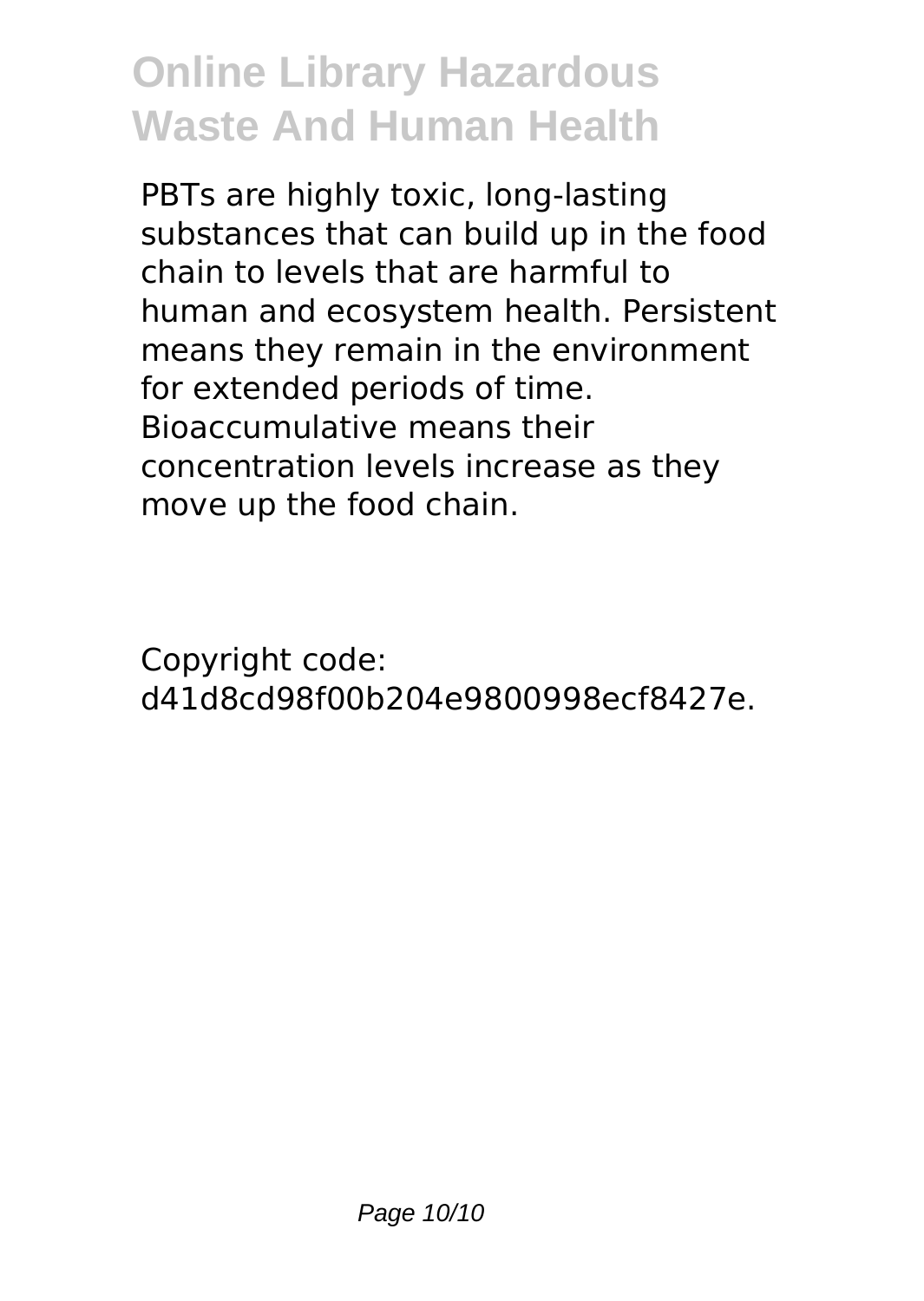PBTs are highly toxic, long-lasting substances that can build up in the food chain to levels that are harmful to human and ecosystem health. Persistent means they remain in the environment for extended periods of time. Bioaccumulative means their concentration levels increase as they move up the food chain.

Copyright code: d41d8cd98f00b204e9800998ecf8427e.